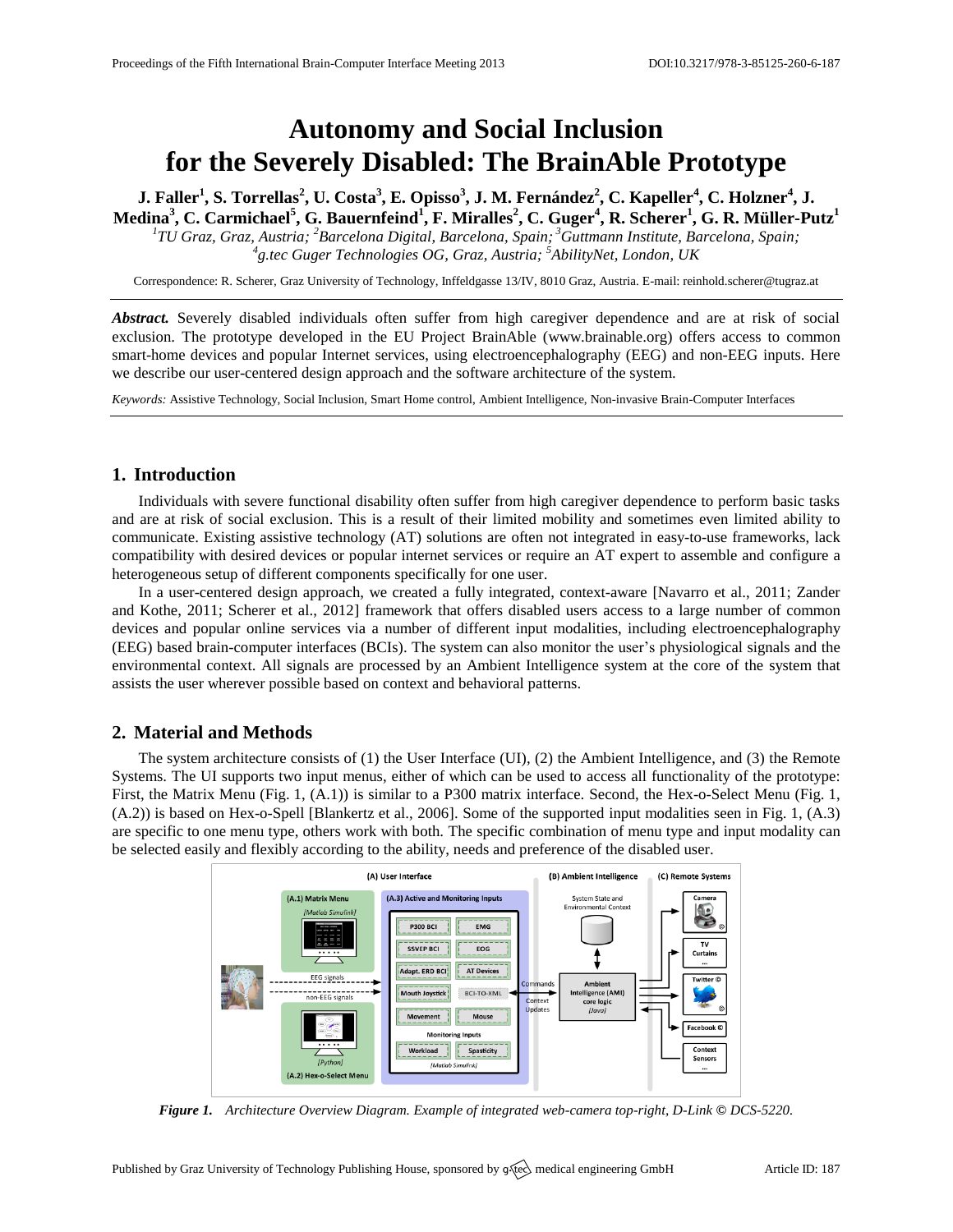# Autonomy and Social Inclusion for the Severely Disabled: The BrainAble Prototype

**J. Faller[1], S. Torrellas[2], U. Costa[3], E. Opisso[3], J. M. Fernández[2], C. Kapeller[4], C. Holzner[4], J. Medina[3], C. Carmichael[5], G. Bauernfeind[1], F. Miralles[2], C. Guger[4], R. Scherer[1], G. R. Müller-Putz[1]**

*[1]TU Graz, Graz, Austria; [2]Barcelona Digital, Barcelona, Spain; [3]Guttmann Institute, Barcelona, Spain; [4]g.tec Guger Technologies OG, Graz, Austria; [5]AbilityNet, London, UK*

Correspondence: R. Scherer, Graz University of Technology, Inffeldgasse 13/IV, 8010 Graz, Austria. E-mail: reinhold.scherer@tugraz.at

***Abstract.*** Severely disabled individuals often suffer from high caregiver dependence and are at risk of social exclusion. The prototype developed in the EU Project BrainAble (www.brainable.org) offers access to common smart-home devices and popular Internet services, using electroencephalography (EEG) and non-EEG inputs. Here we describe our user-centered design approach and the software architecture of the system.

*Keywords:* Assistive Technology, Social Inclusion, Smart Home control, Ambient Intelligence, Non-invasive Brain-Computer Interfaces

## 1. Introduction

Individuals with severe functional disability often suffer from high caregiver dependence to perform basic tasks and are at risk of social exclusion. This is a result of their limited mobility and sometimes even limited ability to communicate. Existing assistive technology (AT) solutions are often not integrated in easy-to-use frameworks, lack compatibility with desired devices or popular internet services or require an AT expert to assemble and configure a heterogeneous setup of different components specifically for one user.

In a user-centered design approach, we created a fully integrated, context-aware [Navarro et al., 2011; Zander and Kothe, 2011; Scherer et al., 2012] framework that offers disabled users access to a large number of common devices and popular online services via a number of different input modalities, including electroencephalography (EEG) based brain-computer interfaces (BCIs). The system can also monitor the user's physiological signals and the environmental context. All signals are processed by an Ambient Intelligence system at the core of the system that assists the user wherever possible based on context and behavioral patterns.

## 2. Material and Methods

The system architecture consists of (1) the User Interface (UI), (2) the Ambient Intelligence, and (3) the Remote Systems. The UI supports two input menus, either of which can be used to access all functionality of the prototype: First, the Matrix Menu (Fig. 1, (A.1)) is similar to a P300 matrix interface. Second, the Hex-o-Select Menu (Fig. 1, (A.2)) is based on Hex-o-Spell [Blankertz et al., 2006]. Some of the supported input modalities seen in Fig. 1, (A.3) are specific to one menu type, others work with both. The specific combination of menu type and input modality can be selected easily and flexibly according to the ability, needs and preference of the disabled user.

***Figure 1.*** *Architecture Overview Diagram. Example of integrated web-camera top-right, D-Link © DCS-5220.*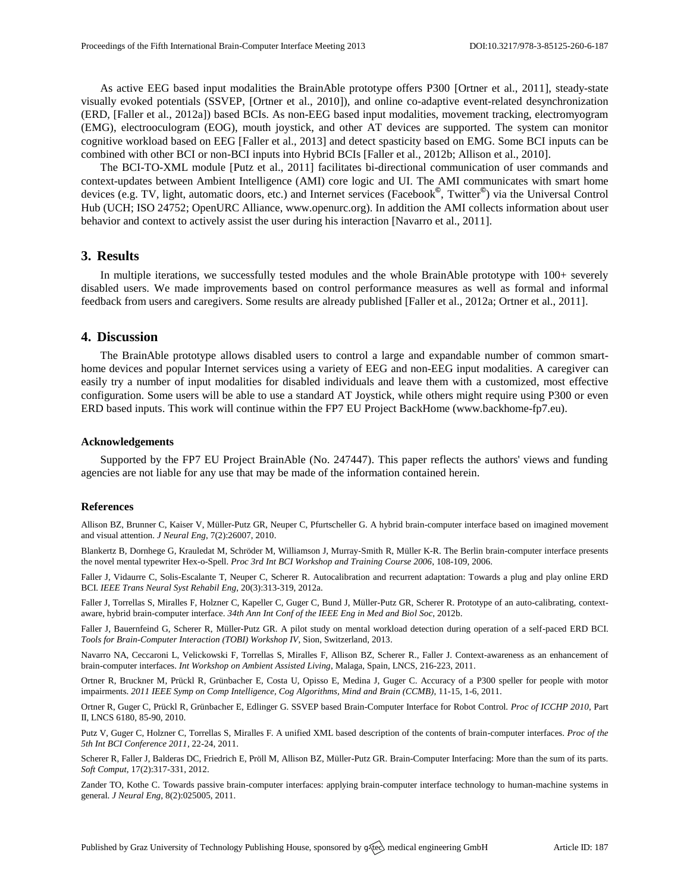As active EEG based input modalities the BrainAble prototype offers P300 [Ortner et al., 2011], steady-state visually evoked potentials (SSVEP, [Ortner et al., 2010]), and online co-adaptive event-related desynchronization (ERD, [Faller et al., 2012a]) based BCIs. As non-EEG based input modalities, movement tracking, electromyogram (EMG), electrooculogram (EOG), mouth joystick, and other AT devices are supported. The system can monitor cognitive workload based on EEG [Faller et al., 2013] and detect spasticity based on EMG. Some BCI inputs can be combined with other BCI or non-BCI inputs into Hybrid BCIs [Faller et al., 2012b; Allison et al., 2010].

The BCI-TO-XML module [Putz et al., 2011] facilitates bi-directional communication of user commands and context-updates between Ambient Intelligence (AMI) core logic and UI. The AMI communicates with smart home devices (e.g. TV, light, automatic doors, etc.) and Internet services (Facebook©, Twitter©) via the Universal Control Hub (UCH; ISO 24752; OpenURC Alliance, www.openurc.org). In addition the AMI collects information about user behavior and context to actively assist the user during his interaction [Navarro et al., 2011].

## 3. Results

In multiple iterations, we successfully tested modules and the whole BrainAble prototype with 100+ severely disabled users. We made improvements based on control performance measures as well as formal and informal feedback from users and caregivers. Some results are already published [Faller et al., 2012a; Ortner et al., 2011].

## 4. Discussion

The BrainAble prototype allows disabled users to control a large and expandable number of common smart-home devices and popular Internet services using a variety of EEG and non-EEG input modalities. A caregiver can easily try a number of input modalities for disabled individuals and leave them with a customized, most effective configuration. Some users will be able to use a standard AT Joystick, while others might require using P300 or even ERD based inputs. This work will continue within the FP7 EU Project BackHome (www.backhome-fp7.eu).

### Acknowledgements

Supported by the FP7 EU Project BrainAble (No. 247447). This paper reflects the authors' views and funding agencies are not liable for any use that may be made of the information contained herein.

### References

Allison BZ, Brunner C, Kaiser V, Müller-Putz GR, Neuper C, Pfurtscheller G. A hybrid brain-computer interface based on imagined movement and visual attention. *J Neural Eng*, 7(2):26007, 2010.

Blankertz B, Dornhege G, Krauledat M, Schröder M, Williamson J, Murray-Smith R, Müller K-R. The Berlin brain-computer interface presents the novel mental typewriter Hex-o-Spell. *Proc 3rd Int BCI Workshop and Training Course 2006*, 108-109, 2006.

Faller J, Vidaurre C, Solis-Escalante T, Neuper C, Scherer R. Autocalibration and recurrent adaptation: Towards a plug and play online ERD BCI. *IEEE Trans Neural Syst Rehabil Eng*, 20(3):313-319, 2012a.

Faller J, Torrellas S, Miralles F, Holzner C, Kapeller C, Guger C, Bund J, Müller-Putz GR, Scherer R. Prototype of an auto-calibrating, context-aware, hybrid brain-computer interface. *34th Ann Int Conf of the IEEE Eng in Med and Biol Soc*, 2012b.

Faller J, Bauernfeind G, Scherer R, Müller-Putz GR. A pilot study on mental workload detection during operation of a self-paced ERD BCI. *Tools for Brain-Computer Interaction (TOBI) Workshop IV*, Sion, Switzerland, 2013.

Navarro NA, Ceccaroni L, Velickowski F, Torrellas S, Miralles F, Allison BZ, Scherer R., Faller J. Context-awareness as an enhancement of brain-computer interfaces. *Int Workshop on Ambient Assisted Living*, Malaga, Spain, LNCS, 216-223, 2011.

Ortner R, Bruckner M, Prückl R, Grünbacher E, Costa U, Opisso E, Medina J, Guger C. Accuracy of a P300 speller for people with motor impairments. *2011 IEEE Symp on Comp Intelligence, Cog Algorithms, Mind and Brain (CCMB)*, 11-15, 1-6, 2011.

Ortner R, Guger C, Prückl R, Grünbacher E, Edlinger G. SSVEP based Brain-Computer Interface for Robot Control. *Proc of ICCHP 2010*, Part II, LNCS 6180, 85-90, 2010.

Putz V, Guger C, Holzner C, Torrellas S, Miralles F. A unified XML based description of the contents of brain-computer interfaces. *Proc of the 5th Int BCI Conference 2011*, 22-24, 2011.

Scherer R, Faller J, Balderas DC, Friedrich E, Pröll M, Allison BZ, Müller-Putz GR. Brain-Computer Interfacing: More than the sum of its parts. *Soft Comput*, 17(2):317-331, 2012.

Zander TO, Kothe C. Towards passive brain-computer interfaces: applying brain-computer interface technology to human-machine systems in general. *J Neural Eng*, 8(2):025005, 2011.